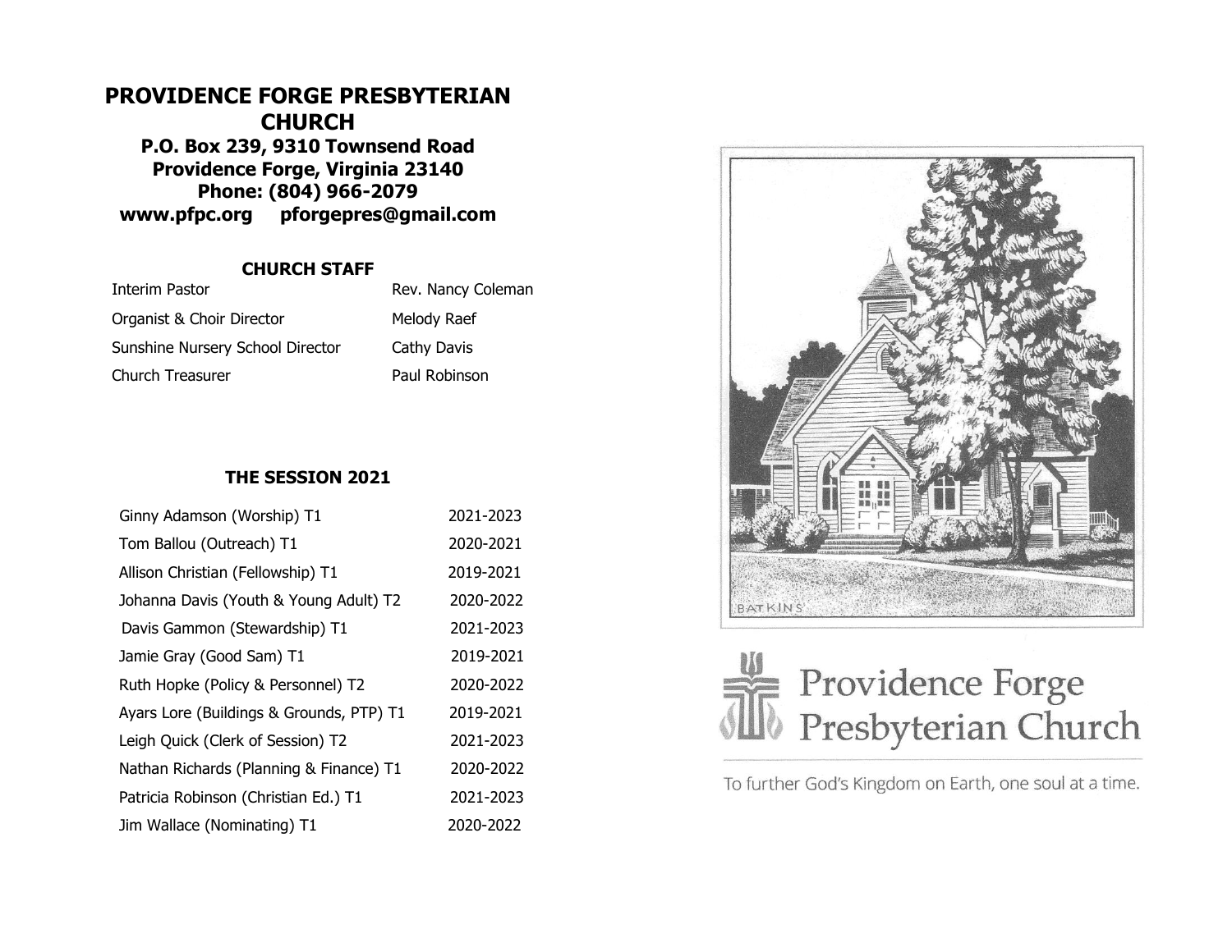# PROVIDENCE FORGE PRESBYTERIAN CHURCH

**P.O. Box 239, 9310 Townsend Road**
**Providence Forge, Virginia 23140**
**Phone: (804) 966-2079**
**www.pfpc.org pforgepres@gmail.com**

## CHURCH STAFF

| | |
|---|---|
| Interim Pastor | Rev. Nancy Coleman |
| Organist & Choir Director | Melody Raef |
| Sunshine Nursery School Director | Cathy Davis |
| Church Treasurer | Paul Robinson |

## THE SESSION 2021

| | |
|---|---|
| Ginny Adamson (Worship) T1 | 2021-2023 |
| Tom Ballou (Outreach) T1 | 2020-2021 |
| Allison Christian (Fellowship) T1 | 2019-2021 |
| Johanna Davis (Youth & Young Adult) T2 | 2020-2022 |
| Davis Gammon (Stewardship) T1 | 2021-2023 |
| Jamie Gray (Good Sam) T1 | 2019-2021 |
| Ruth Hopke (Policy & Personnel) T2 | 2020-2022 |
| Ayars Lore (Buildings & Grounds, PTP) T1 | 2019-2021 |
| Leigh Quick (Clerk of Session) T2 | 2021-2023 |
| Nathan Richards (Planning & Finance) T1 | 2020-2022 |
| Patricia Robinson (Christian Ed.) T1 | 2021-2023 |
| Jim Wallace (Nominating) T1 | 2020-2022 |

BATKINS

# Providence Forge Presbyterian Church

To further God's Kingdom on Earth, one soul at a time.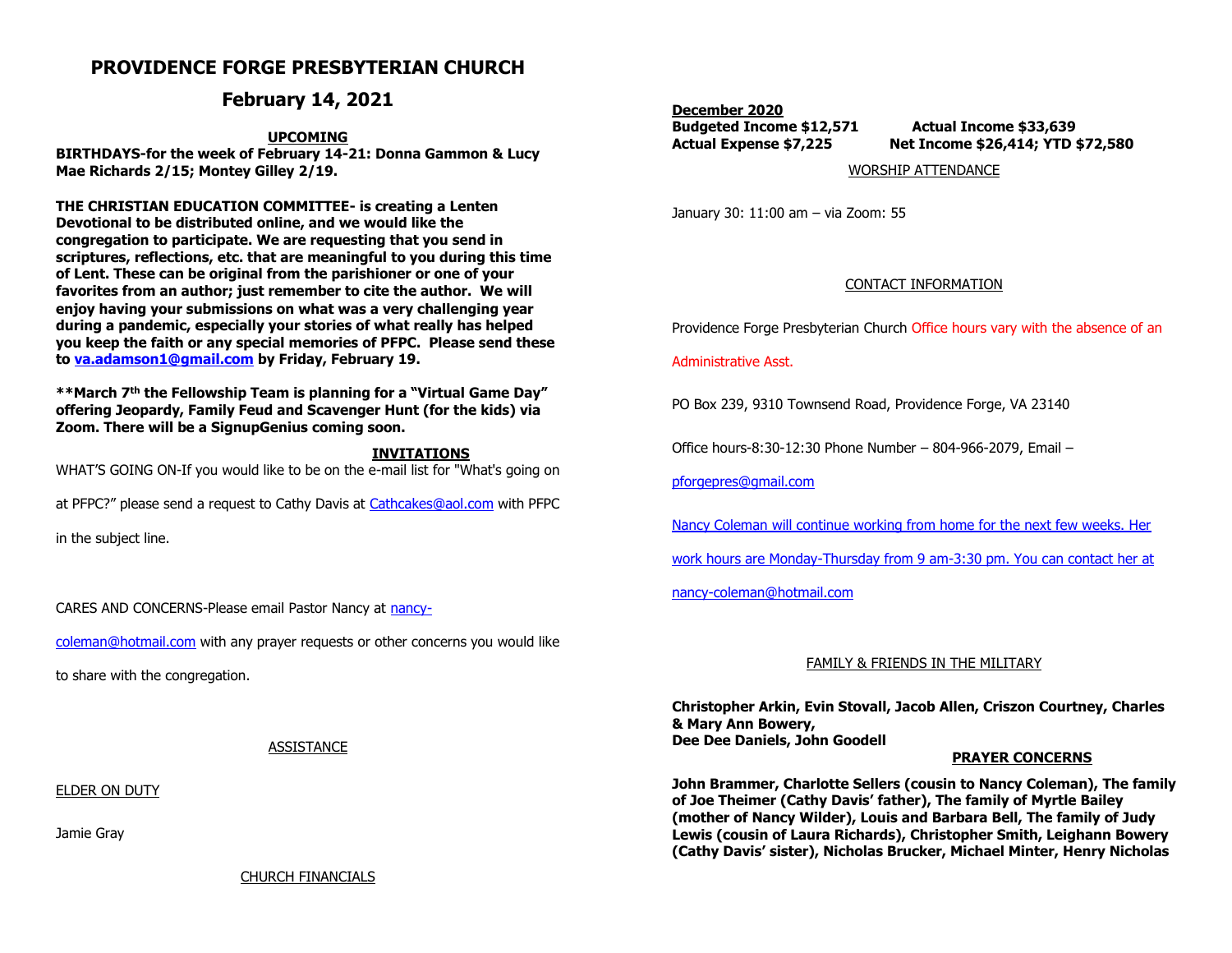# PROVIDENCE FORGE PRESBYTERIAN CHURCH

## February 14, 2021

**UPCOMING**

**BIRTHDAYS-for the week of February 14-21: Donna Gammon & Lucy Mae Richards 2/15; Montey Gilley 2/19.**

**THE CHRISTIAN EDUCATION COMMITTEE- is creating a Lenten Devotional to be distributed online, and we would like the congregation to participate. We are requesting that you send in scriptures, reflections, etc. that are meaningful to you during this time of Lent. These can be original from the parishioner or one of your favorites from an author; just remember to cite the author. We will enjoy having your submissions on what was a very challenging year during a pandemic, especially your stories of what really has helped you keep the faith or any special memories of PFPC. Please send these to va.adamson1@gmail.com by Friday, February 19.**

**\*\*March 7th the Fellowship Team is planning for a "Virtual Game Day" offering Jeopardy, Family Feud and Scavenger Hunt (for the kids) via Zoom. There will be a SignupGenius coming soon.**

**INVITATIONS**

WHAT'S GOING ON-If you would like to be on the e-mail list for "What's going on at PFPC?" please send a request to Cathy Davis at Cathcakes@aol.com with PFPC in the subject line.

CARES AND CONCERNS-Please email Pastor Nancy at nancy-coleman@hotmail.com with any prayer requests or other concerns you would like to share with the congregation.

ASSISTANCE

ELDER ON DUTY

Jamie Gray

CHURCH FINANCIALS

**December 2020**

**Budgeted Income $12,571 Actual Income $33,639**

**Actual Expense $7,225 Net Income $26,414; YTD $72,580**

WORSHIP ATTENDANCE

January 30: 11:00 am – via Zoom: 55

CONTACT INFORMATION

Providence Forge Presbyterian Church Office hours vary with the absence of an Administrative Asst.

PO Box 239, 9310 Townsend Road, Providence Forge, VA 23140

Office hours-8:30-12:30 Phone Number – 804-966-2079, Email – pforgepres@gmail.com

Nancy Coleman will continue working from home for the next few weeks. Her work hours are Monday-Thursday from 9 am-3:30 pm. You can contact her at nancy-coleman@hotmail.com

FAMILY & FRIENDS IN THE MILITARY

**Christopher Arkin, Evin Stovall, Jacob Allen, Criszon Courtney, Charles & Mary Ann Bowery,**
**Dee Dee Daniels, John Goodell**

**PRAYER CONCERNS**

**John Brammer, Charlotte Sellers (cousin to Nancy Coleman), The family of Joe Theimer (Cathy Davis' father), The family of Myrtle Bailey (mother of Nancy Wilder), Louis and Barbara Bell, The family of Judy Lewis (cousin of Laura Richards), Christopher Smith, Leighann Bowery (Cathy Davis' sister), Nicholas Brucker, Michael Minter, Henry Nicholas**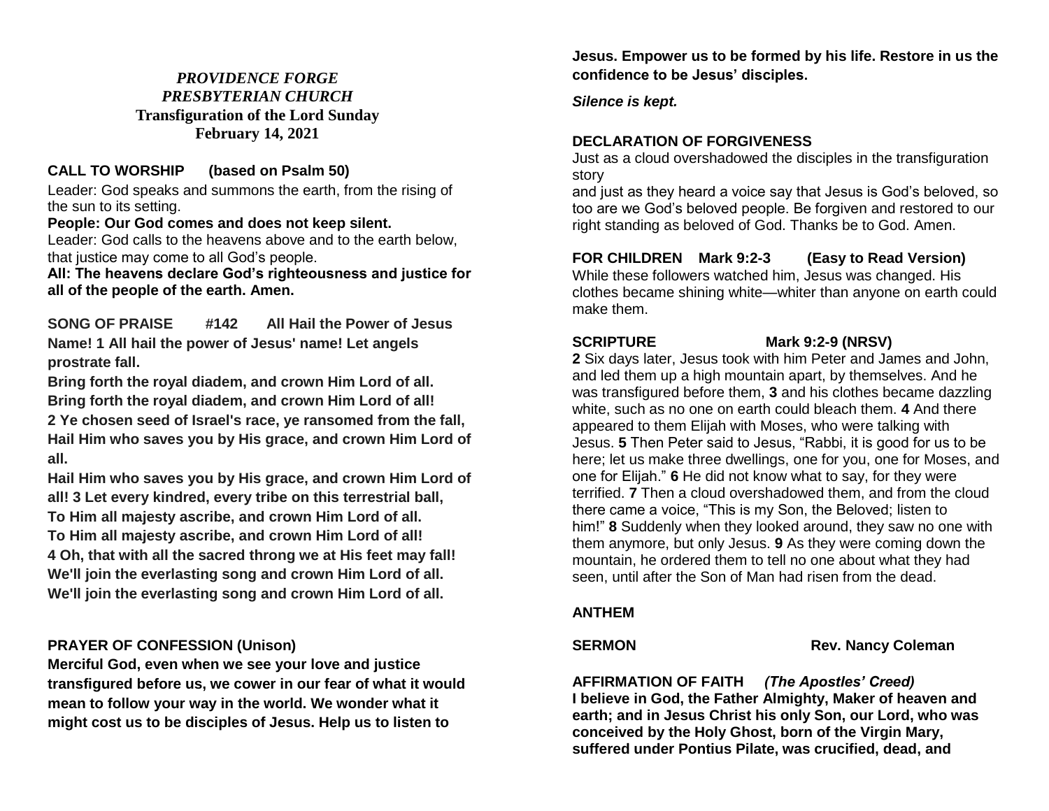***PROVIDENCE FORGE***
***PRESBYTERIAN CHURCH***
**Transfiguration of the Lord Sunday**
**February 14, 2021**

**CALL TO WORSHIP (based on Psalm 50)**

Leader: God speaks and summons the earth, from the rising of the sun to its setting.

**People: Our God comes and does not keep silent.**

Leader: God calls to the heavens above and to the earth below, that justice may come to all God's people.

**All: The heavens declare God's righteousness and justice for all of the people of the earth. Amen.**

**SONG OF PRAISE #142 All Hail the Power of Jesus Name! 1 All hail the power of Jesus' name! Let angels prostrate fall.**
**Bring forth the royal diadem, and crown Him Lord of all.**
**Bring forth the royal diadem, and crown Him Lord of all!**
**2 Ye chosen seed of Israel's race, ye ransomed from the fall,**
**Hail Him who saves you by His grace, and crown Him Lord of all.**
**Hail Him who saves you by His grace, and crown Him Lord of all! 3 Let every kindred, every tribe on this terrestrial ball,**
**To Him all majesty ascribe, and crown Him Lord of all.**
**To Him all majesty ascribe, and crown Him Lord of all!**
**4 Oh, that with all the sacred throng we at His feet may fall!**
**We'll join the everlasting song and crown Him Lord of all.**
**We'll join the everlasting song and crown Him Lord of all.**

**PRAYER OF CONFESSION (Unison)**

**Merciful God, even when we see your love and justice transfigured before us, we cower in our fear of what it would mean to follow your way in the world. We wonder what it might cost us to be disciples of Jesus. Help us to listen to Jesus. Empower us to be formed by his life. Restore in us the confidence to be Jesus' disciples.**

***Silence is kept.***

**DECLARATION OF FORGIVENESS**

Just as a cloud overshadowed the disciples in the transfiguration story
and just as they heard a voice say that Jesus is God's beloved, so too are we God's beloved people. Be forgiven and restored to our right standing as beloved of God. Thanks be to God. Amen.

**FOR CHILDREN Mark 9:2-3 (Easy to Read Version)**

While these followers watched him, Jesus was changed. His clothes became shining white—whiter than anyone on earth could make them.

**SCRIPTURE Mark 9:2-9 (NRSV)**

**2** Six days later, Jesus took with him Peter and James and John, and led them up a high mountain apart, by themselves. And he was transfigured before them, **3** and his clothes became dazzling white, such as no one on earth could bleach them. **4** And there appeared to them Elijah with Moses, who were talking with Jesus. **5** Then Peter said to Jesus, "Rabbi, it is good for us to be here; let us make three dwellings, one for you, one for Moses, and one for Elijah." **6** He did not know what to say, for they were terrified. **7** Then a cloud overshadowed them, and from the cloud there came a voice, "This is my Son, the Beloved; listen to him!" **8** Suddenly when they looked around, they saw no one with them anymore, but only Jesus. **9** As they were coming down the mountain, he ordered them to tell no one about what they had seen, until after the Son of Man had risen from the dead.

**ANTHEM**

**SERMON Rev. Nancy Coleman**

**AFFIRMATION OF FAITH** ***(The Apostles' Creed)***

**I believe in God, the Father Almighty, Maker of heaven and earth; and in Jesus Christ his only Son, our Lord, who was conceived by the Holy Ghost, born of the Virgin Mary, suffered under Pontius Pilate, was crucified, dead, and**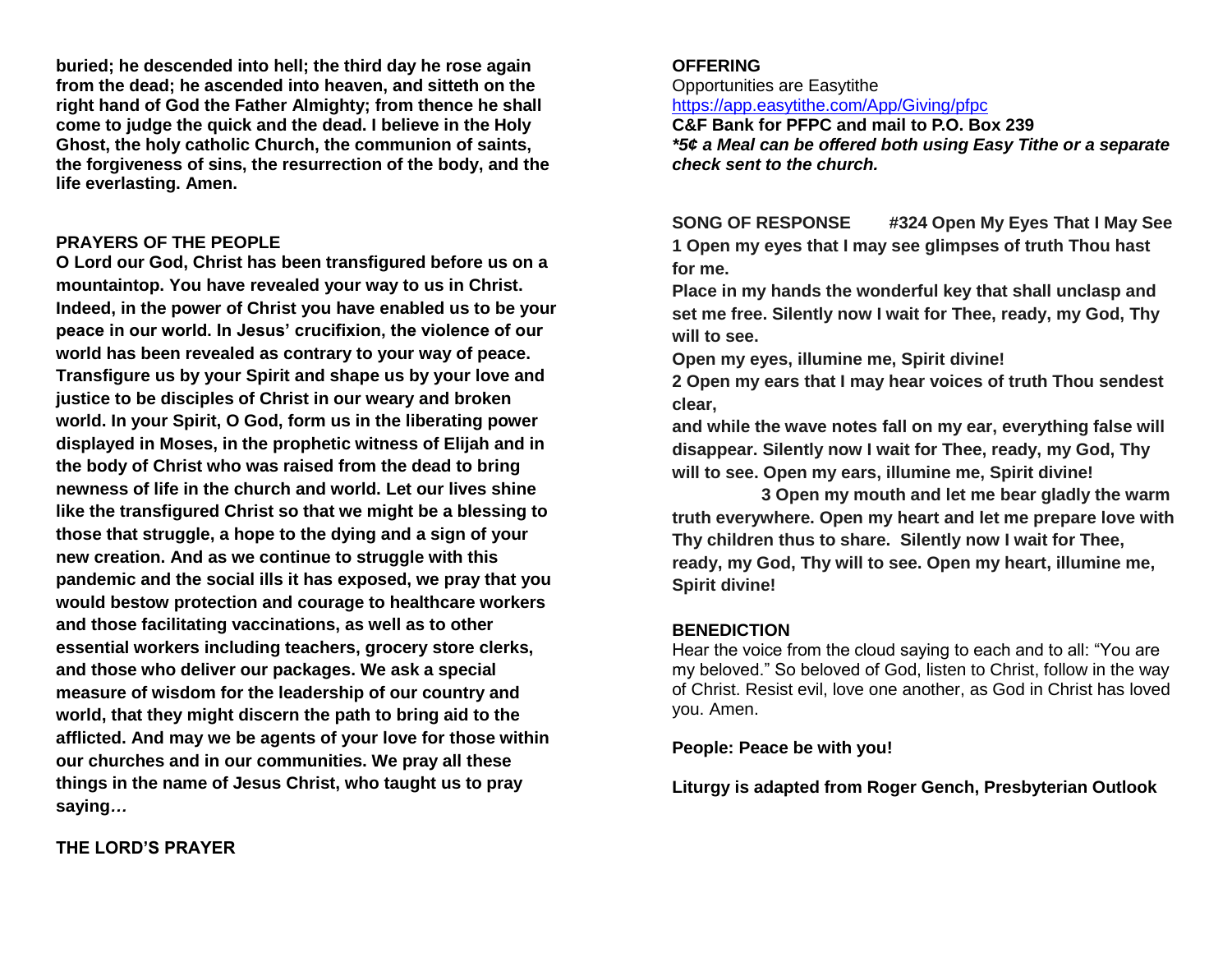**buried; he descended into hell; the third day he rose again from the dead; he ascended into heaven, and sitteth on the right hand of God the Father Almighty; from thence he shall come to judge the quick and the dead. I believe in the Holy Ghost, the holy catholic Church, the communion of saints, the forgiveness of sins, the resurrection of the body, and the life everlasting. Amen.**

**PRAYERS OF THE PEOPLE**

**O Lord our God, Christ has been transfigured before us on a mountaintop. You have revealed your way to us in Christ. Indeed, in the power of Christ you have enabled us to be your peace in our world. In Jesus' crucifixion, the violence of our world has been revealed as contrary to your way of peace. Transfigure us by your Spirit and shape us by your love and justice to be disciples of Christ in our weary and broken world. In your Spirit, O God, form us in the liberating power displayed in Moses, in the prophetic witness of Elijah and in the body of Christ who was raised from the dead to bring newness of life in the church and world. Let our lives shine like the transfigured Christ so that we might be a blessing to those that struggle, a hope to the dying and a sign of your new creation. And as we continue to struggle with this pandemic and the social ills it has exposed, we pray that you would bestow protection and courage to healthcare workers and those facilitating vaccinations, as well as to other essential workers including teachers, grocery store clerks, and those who deliver our packages. We ask a special measure of wisdom for the leadership of our country and world, that they might discern the path to bring aid to the afflicted. And may we be agents of your love for those within our churches and in our communities. We pray all these things in the name of Jesus Christ, who taught us to pray saying…**

**THE LORD'S PRAYER**

**OFFERING**

Opportunities are Easytithe
https://app.easytithe.com/App/Giving/pfpc

**C&F Bank for PFPC and mail to P.O. Box 239**

***5¢ a Meal can be offered both using Easy Tithe or a separate check sent to the church.***

**SONG OF RESPONSE #324 Open My Eyes That I May See**

**1 Open my eyes that I may see glimpses of truth Thou hast for me.**

**Place in my hands the wonderful key that shall unclasp and set me free. Silently now I wait for Thee, ready, my God, Thy will to see.**

**Open my eyes, illumine me, Spirit divine!**

**2 Open my ears that I may hear voices of truth Thou sendest clear,**

**and while the wave notes fall on my ear, everything false will disappear. Silently now I wait for Thee, ready, my God, Thy will to see. Open my ears, illumine me, Spirit divine!**

**3 Open my mouth and let me bear gladly the warm truth everywhere. Open my heart and let me prepare love with Thy children thus to share. Silently now I wait for Thee, ready, my God, Thy will to see. Open my heart, illumine me, Spirit divine!**

**BENEDICTION**

Hear the voice from the cloud saying to each and to all: "You are my beloved." So beloved of God, listen to Christ, follow in the way of Christ. Resist evil, love one another, as God in Christ has loved you. Amen.

**People: Peace be with you!**

**Liturgy is adapted from Roger Gench, Presbyterian Outlook**